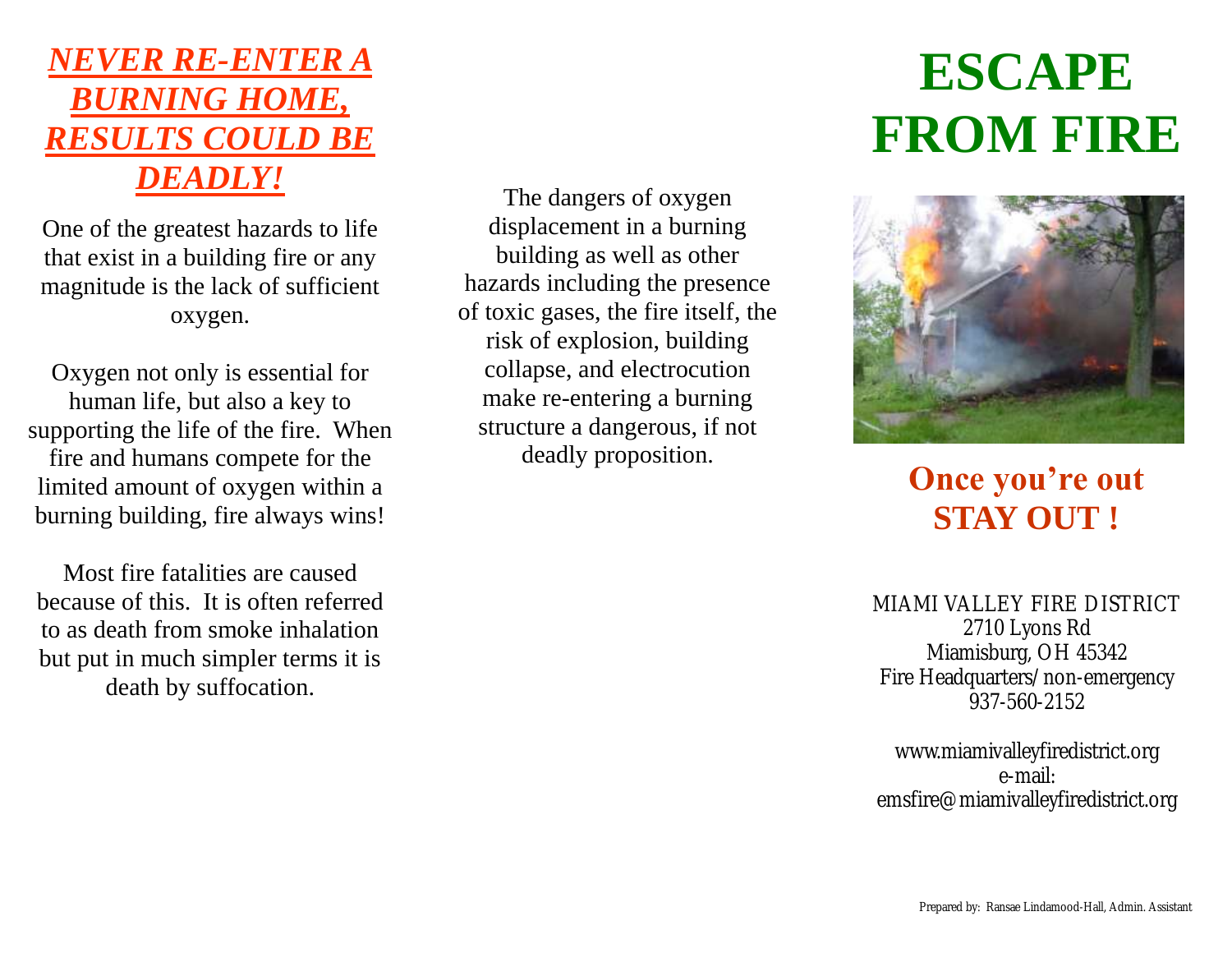# ESCAPE FROM FIRE

## Once you're out STAY OUT !

MIAMI VALLEY FIRE DISTRICT
2710 Lyons Rd
Miamisburg, OH 45342
Fire Headquarters/non-emergency
937-560-2152

www.miamivalleyfiredistrict.org
e-mail:
emsfire@miamivalleyfiredistrict.org

Prepared by: Ransae Lindamood-Hall, Admin. Assistant

## *NEVER RE-ENTER A BURNING HOME, RESULTS COULD BE DEADLY!*

One of the greatest hazards to life that exist in a building fire or any magnitude is the lack of sufficient oxygen.

Oxygen not only is essential for human life, but also a key to supporting the life of the fire. When fire and humans compete for the limited amount of oxygen within a burning building, fire always wins!

Most fire fatalities are caused because of this. It is often referred to as death from smoke inhalation but put in much simpler terms it is death by suffocation.

The dangers of oxygen displacement in a burning building as well as other hazards including the presence of toxic gases, the fire itself, the risk of explosion, building collapse, and electrocution make re-entering a burning structure a dangerous, if not deadly proposition.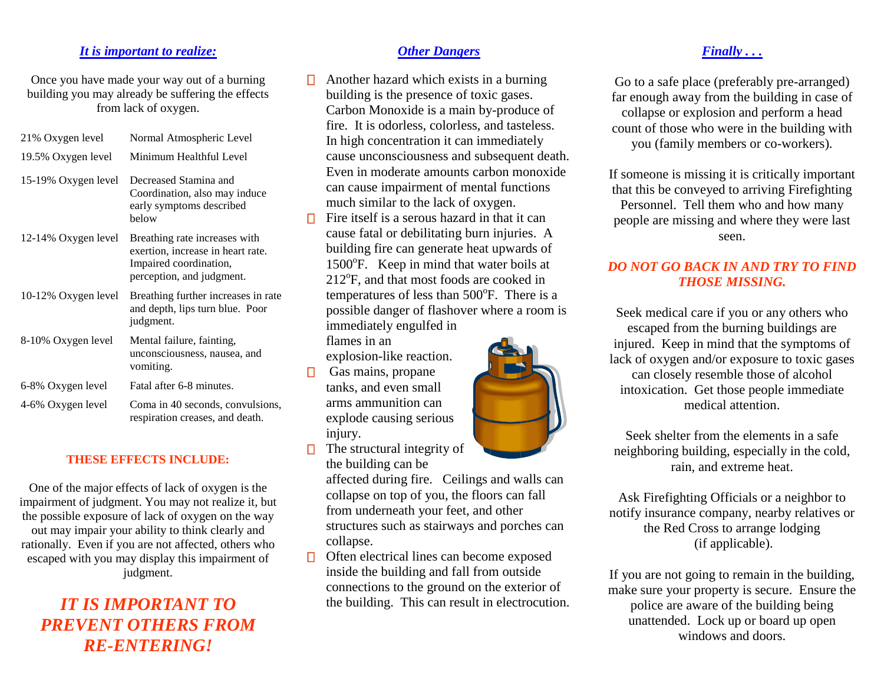## *It is important to realize:*

Once you have made your way out of a burning building you may already be suffering the effects from lack of oxygen.

| | |
|---|---|
| 21% Oxygen level | Normal Atmospheric Level |
| 19.5% Oxygen level | Minimum Healthful Level |
| 15-19% Oxygen level | Decreased Stamina and Coordination, also may induce early symptoms described below |
| 12-14% Oxygen level | Breathing rate increases with exertion, increase in heart rate. Impaired coordination, perception, and judgment. |
| 10-12% Oxygen level | Breathing further increases in rate and depth, lips turn blue. Poor judgment. |
| 8-10% Oxygen level | Mental failure, fainting, unconsciousness, nausea, and vomiting. |
| 6-8% Oxygen level | Fatal after 6-8 minutes. |
| 4-6% Oxygen level | Coma in 40 seconds, convulsions, respiration creases, and death. |

**THESE EFFECTS INCLUDE:**

One of the major effects of lack of oxygen is the impairment of judgment. You may not realize it, but the possible exposure of lack of oxygen on the way out may impair your ability to think clearly and rationally. Even if you are not affected, others who escaped with you may display this impairment of judgment.

***IT IS IMPORTANT TO PREVENT OTHERS FROM RE-ENTERING!***

## *Other Dangers*

- Another hazard which exists in a burning building is the presence of toxic gases. Carbon Monoxide is a main by-produce of fire. It is odorless, colorless, and tasteless. In high concentration it can immediately cause unconsciousness and subsequent death. Even in moderate amounts carbon monoxide can cause impairment of mental functions much similar to the lack of oxygen.
- Fire itself is a serous hazard in that it can cause fatal or debilitating burn injuries. A building fire can generate heat upwards of 1500°F. Keep in mind that water boils at 212°F, and that most foods are cooked in temperatures of less than 500°F. There is a possible danger of flashover where a room is immediately engulfed in flames in an explosion-like reaction.
- Gas mains, propane tanks, and even small arms ammunition can explode causing serious injury.
- The structural integrity of the building can be affected during fire. Ceilings and walls can collapse on top of you, the floors can fall from underneath your feet, and other structures such as stairways and porches can collapse.
- Often electrical lines can become exposed inside the building and fall from outside connections to the ground on the exterior of the building. This can result in electrocution.

## *Finally . . .*

Go to a safe place (preferably pre-arranged) far enough away from the building in case of collapse or explosion and perform a head count of those who were in the building with you (family members or co-workers).

If someone is missing it is critically important that this be conveyed to arriving Firefighting Personnel. Tell them who and how many people are missing and where they were last seen.

***DO NOT GO BACK IN AND TRY TO FIND THOSE MISSING.***

Seek medical care if you or any others who escaped from the burning buildings are injured. Keep in mind that the symptoms of lack of oxygen and/or exposure to toxic gases can closely resemble those of alcohol intoxication. Get those people immediate medical attention.

Seek shelter from the elements in a safe neighboring building, especially in the cold, rain, and extreme heat.

Ask Firefighting Officials or a neighbor to notify insurance company, nearby relatives or the Red Cross to arrange lodging (if applicable).

If you are not going to remain in the building, make sure your property is secure. Ensure the police are aware of the building being unattended. Lock up or board up open windows and doors.